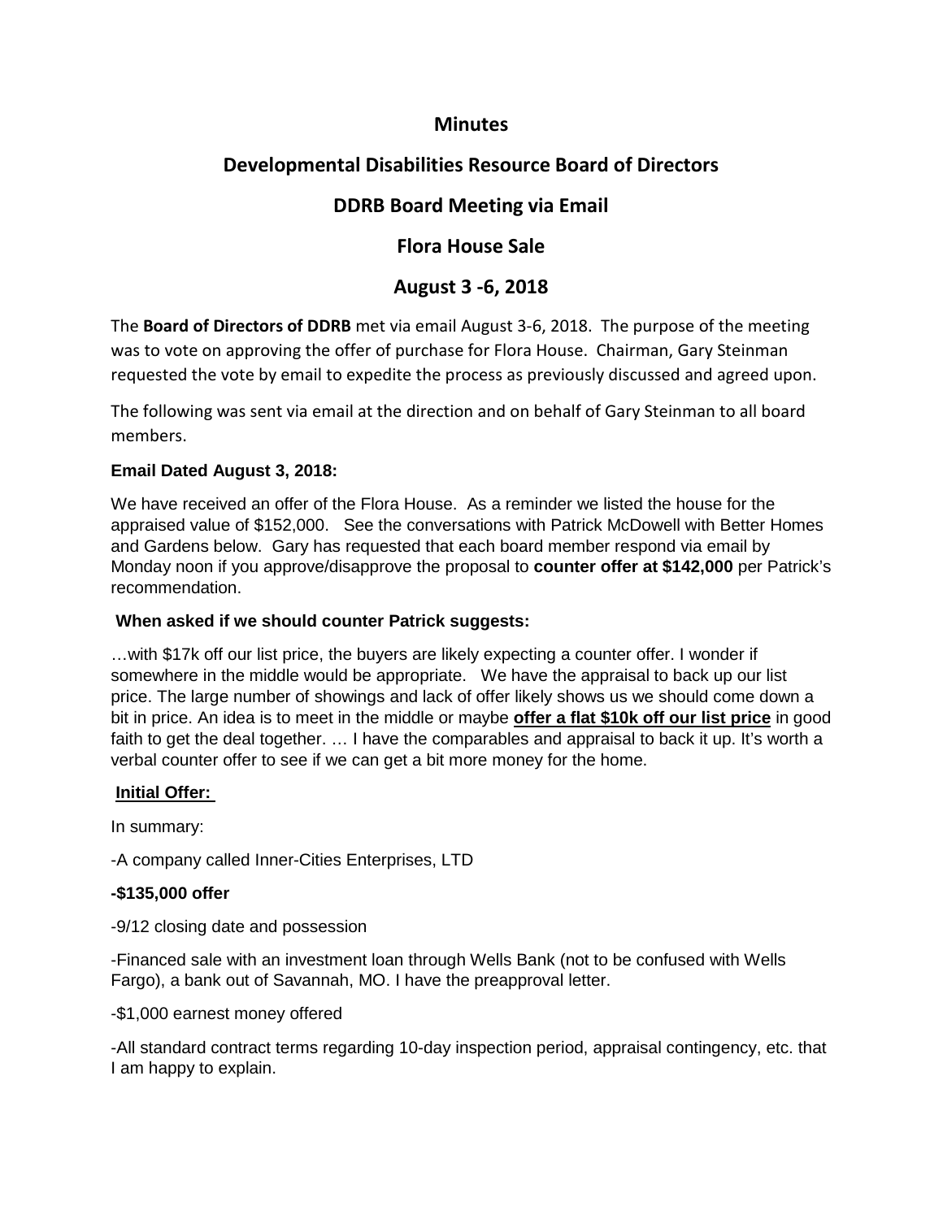# Minutes

## Developmental Disabilities Resource Board of Directors

## DDRB Board Meeting via Email

## Flora House Sale

## August 3 -6, 2018

The **Board of Directors of DDRB** met via email August 3-6, 2018. The purpose of the meeting was to vote on approving the offer of purchase for Flora House. Chairman, Gary Steinman requested the vote by email to expedite the process as previously discussed and agreed upon.

The following was sent via email at the direction and on behalf of Gary Steinman to all board members.

**Email Dated August 3, 2018:**

We have received an offer of the Flora House. As a reminder we listed the house for the appraised value of $152,000. See the conversations with Patrick McDowell with Better Homes and Gardens below. Gary has requested that each board member respond via email by Monday noon if you approve/disapprove the proposal to **counter offer at $142,000** per Patrick's recommendation.

**When asked if we should counter Patrick suggests:**

…with $17k off our list price, the buyers are likely expecting a counter offer. I wonder if somewhere in the middle would be appropriate. We have the appraisal to back up our list price. The large number of showings and lack of offer likely shows us we should come down a bit in price. An idea is to meet in the middle or maybe **<u>offer a flat $10k off our list price</u>** in good faith to get the deal together. … I have the comparables and appraisal to back it up. It's worth a verbal counter offer to see if we can get a bit more money for the home.

**<u>Initial Offer:</u>**

In summary:

-A company called Inner-Cities Enterprises, LTD

**-$135,000 offer**

-9/12 closing date and possession

-Financed sale with an investment loan through Wells Bank (not to be confused with Wells Fargo), a bank out of Savannah, MO. I have the preapproval letter.

-$1,000 earnest money offered

-All standard contract terms regarding 10-day inspection period, appraisal contingency, etc. that I am happy to explain.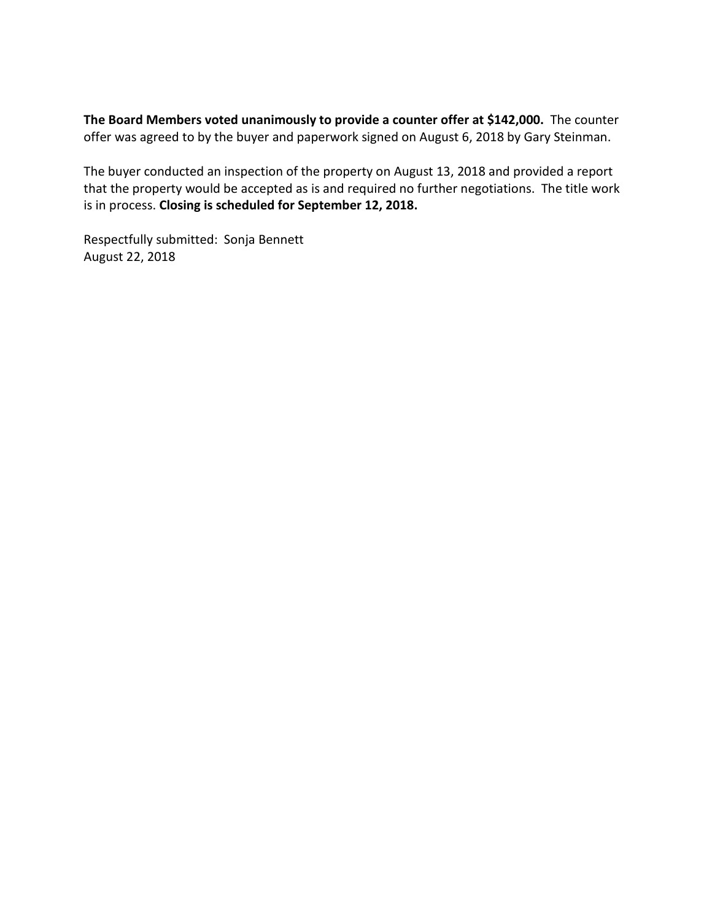**The Board Members voted unanimously to provide a counter offer at $142,000.** The counter offer was agreed to by the buyer and paperwork signed on August 6, 2018 by Gary Steinman.

The buyer conducted an inspection of the property on August 13, 2018 and provided a report that the property would be accepted as is and required no further negotiations. The title work is in process. **Closing is scheduled for September 12, 2018.**

Respectfully submitted: Sonja Bennett
August 22, 2018